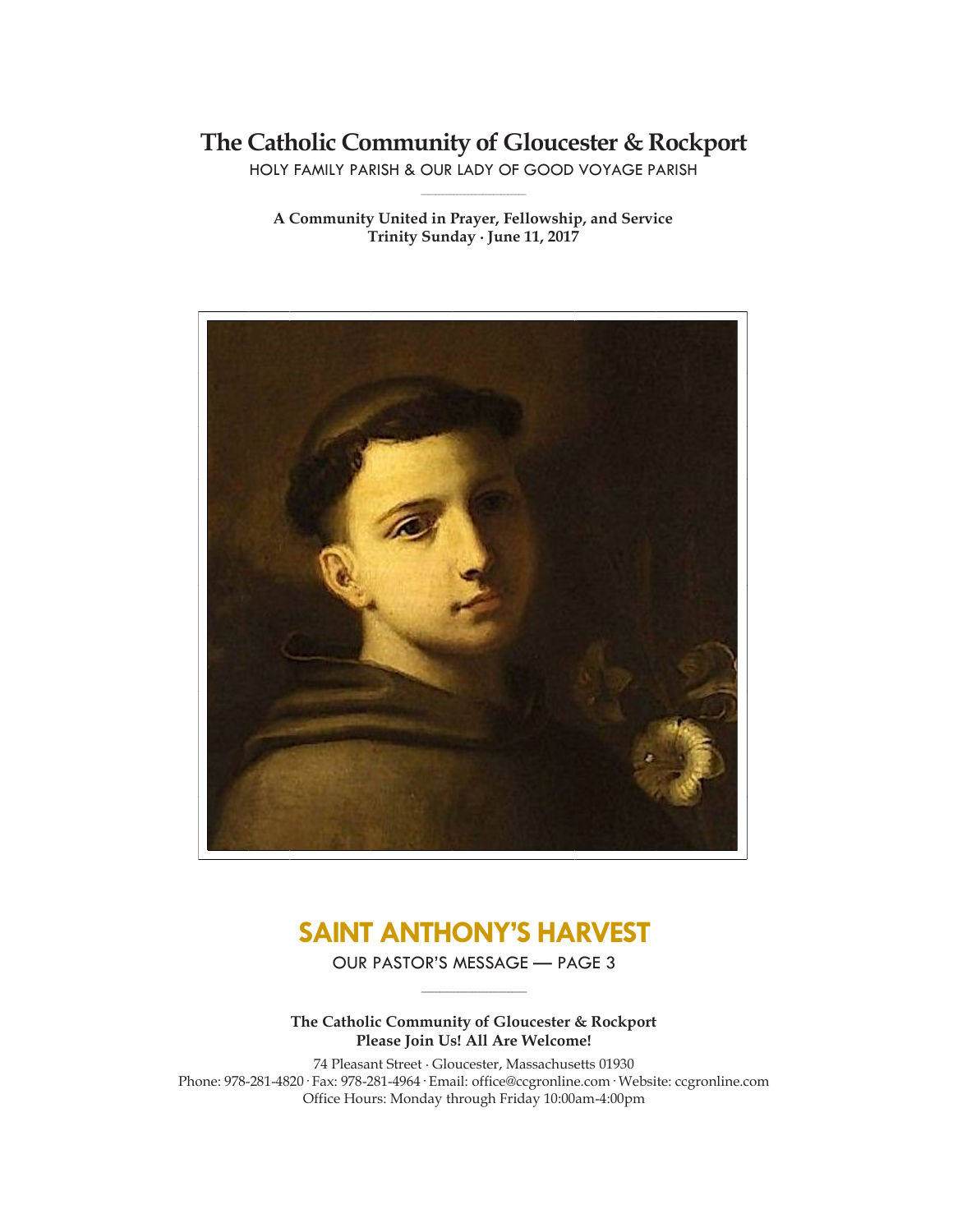# The Catholic Community of Gloucester & Rockport

HOLY FAMILY PARISH & OUR LADY OF GOOD VOYAGE PARISH

**A Community United in Prayer, Fellowship, and Service**
**Trinity Sunday · June 11, 2017**

## SAINT ANTHONY'S HARVEST

OUR PASTOR'S MESSAGE — PAGE 3

**The Catholic Community of Gloucester & Rockport**
**Please Join Us! All Are Welcome!**

74 Pleasant Street · Gloucester, Massachusetts 01930
Phone: 978-281-4820 · Fax: 978-281-4964 · Email: office@ccgronline.com · Website: ccgronline.com
Office Hours: Monday through Friday 10:00am-4:00pm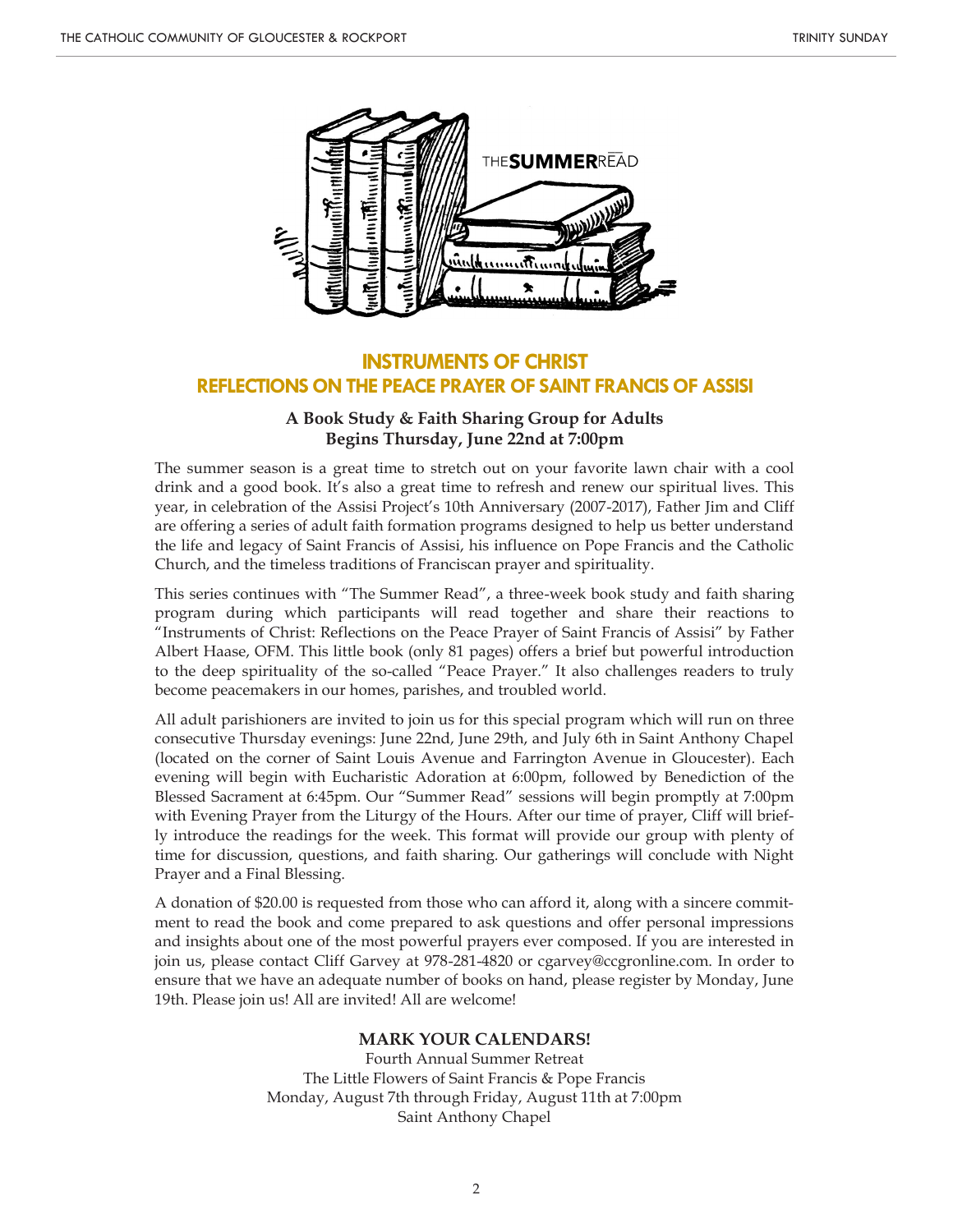THE**SUMMER**READ

## INSTRUMENTS OF CHRIST
## REFLECTIONS ON THE PEACE PRAYER OF SAINT FRANCIS OF ASSISI

**A Book Study & Faith Sharing Group for Adults**
**Begins Thursday, June 22nd at 7:00pm**

The summer season is a great time to stretch out on your favorite lawn chair with a cool drink and a good book. It's also a great time to refresh and renew our spiritual lives. This year, in celebration of the Assisi Project's 10th Anniversary (2007-2017), Father Jim and Cliff are offering a series of adult faith formation programs designed to help us better understand the life and legacy of Saint Francis of Assisi, his influence on Pope Francis and the Catholic Church, and the timeless traditions of Franciscan prayer and spirituality.

This series continues with "The Summer Read", a three-week book study and faith sharing program during which participants will read together and share their reactions to "Instruments of Christ: Reflections on the Peace Prayer of Saint Francis of Assisi" by Father Albert Haase, OFM. This little book (only 81 pages) offers a brief but powerful introduction to the deep spirituality of the so-called "Peace Prayer." It also challenges readers to truly become peacemakers in our homes, parishes, and troubled world.

All adult parishioners are invited to join us for this special program which will run on three consecutive Thursday evenings: June 22nd, June 29th, and July 6th in Saint Anthony Chapel (located on the corner of Saint Louis Avenue and Farrington Avenue in Gloucester). Each evening will begin with Eucharistic Adoration at 6:00pm, followed by Benediction of the Blessed Sacrament at 6:45pm. Our "Summer Read" sessions will begin promptly at 7:00pm with Evening Prayer from the Liturgy of the Hours. After our time of prayer, Cliff will briefly introduce the readings for the week. This format will provide our group with plenty of time for discussion, questions, and faith sharing. Our gatherings will conclude with Night Prayer and a Final Blessing.

A donation of $20.00 is requested from those who can afford it, along with a sincere commitment to read the book and come prepared to ask questions and offer personal impressions and insights about one of the most powerful prayers ever composed. If you are interested in join us, please contact Cliff Garvey at 978-281-4820 or cgarvey@ccgronline.com. In order to ensure that we have an adequate number of books on hand, please register by Monday, June 19th. Please join us! All are invited! All are welcome!

**MARK YOUR CALENDARS!**
Fourth Annual Summer Retreat
The Little Flowers of Saint Francis & Pope Francis
Monday, August 7th through Friday, August 11th at 7:00pm
Saint Anthony Chapel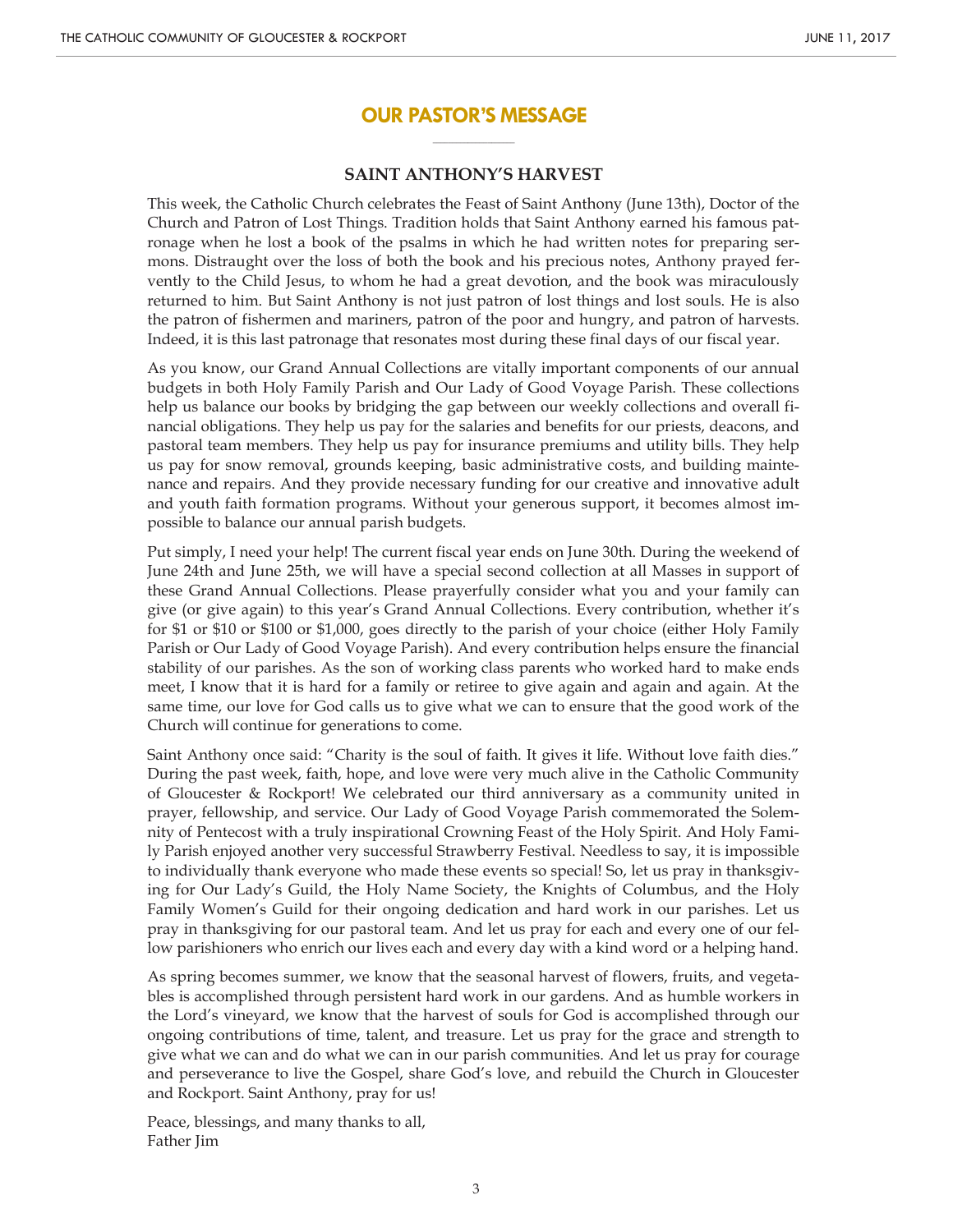# OUR PASTOR'S MESSAGE

## SAINT ANTHONY'S HARVEST

This week, the Catholic Church celebrates the Feast of Saint Anthony (June 13th), Doctor of the Church and Patron of Lost Things. Tradition holds that Saint Anthony earned his famous patronage when he lost a book of the psalms in which he had written notes for preparing sermons. Distraught over the loss of both the book and his precious notes, Anthony prayed fervently to the Child Jesus, to whom he had a great devotion, and the book was miraculously returned to him. But Saint Anthony is not just patron of lost things and lost souls. He is also the patron of fishermen and mariners, patron of the poor and hungry, and patron of harvests. Indeed, it is this last patronage that resonates most during these final days of our fiscal year.

As you know, our Grand Annual Collections are vitally important components of our annual budgets in both Holy Family Parish and Our Lady of Good Voyage Parish. These collections help us balance our books by bridging the gap between our weekly collections and overall financial obligations. They help us pay for the salaries and benefits for our priests, deacons, and pastoral team members. They help us pay for insurance premiums and utility bills. They help us pay for snow removal, grounds keeping, basic administrative costs, and building maintenance and repairs. And they provide necessary funding for our creative and innovative adult and youth faith formation programs. Without your generous support, it becomes almost impossible to balance our annual parish budgets.

Put simply, I need your help! The current fiscal year ends on June 30th. During the weekend of June 24th and June 25th, we will have a special second collection at all Masses in support of these Grand Annual Collections. Please prayerfully consider what you and your family can give (or give again) to this year's Grand Annual Collections. Every contribution, whether it's for $1 or $10 or $100 or $1,000, goes directly to the parish of your choice (either Holy Family Parish or Our Lady of Good Voyage Parish). And every contribution helps ensure the financial stability of our parishes. As the son of working class parents who worked hard to make ends meet, I know that it is hard for a family or retiree to give again and again and again. At the same time, our love for God calls us to give what we can to ensure that the good work of the Church will continue for generations to come.

Saint Anthony once said: "Charity is the soul of faith. It gives it life. Without love faith dies." During the past week, faith, hope, and love were very much alive in the Catholic Community of Gloucester & Rockport! We celebrated our third anniversary as a community united in prayer, fellowship, and service. Our Lady of Good Voyage Parish commemorated the Solemnity of Pentecost with a truly inspirational Crowning Feast of the Holy Spirit. And Holy Family Parish enjoyed another very successful Strawberry Festival. Needless to say, it is impossible to individually thank everyone who made these events so special! So, let us pray in thanksgiving for Our Lady's Guild, the Holy Name Society, the Knights of Columbus, and the Holy Family Women's Guild for their ongoing dedication and hard work in our parishes. Let us pray in thanksgiving for our pastoral team. And let us pray for each and every one of our fellow parishioners who enrich our lives each and every day with a kind word or a helping hand.

As spring becomes summer, we know that the seasonal harvest of flowers, fruits, and vegetables is accomplished through persistent hard work in our gardens. And as humble workers in the Lord's vineyard, we know that the harvest of souls for God is accomplished through our ongoing contributions of time, talent, and treasure. Let us pray for the grace and strength to give what we can and do what we can in our parish communities. And let us pray for courage and perseverance to live the Gospel, share God's love, and rebuild the Church in Gloucester and Rockport. Saint Anthony, pray for us!

Peace, blessings, and many thanks to all,
Father Jim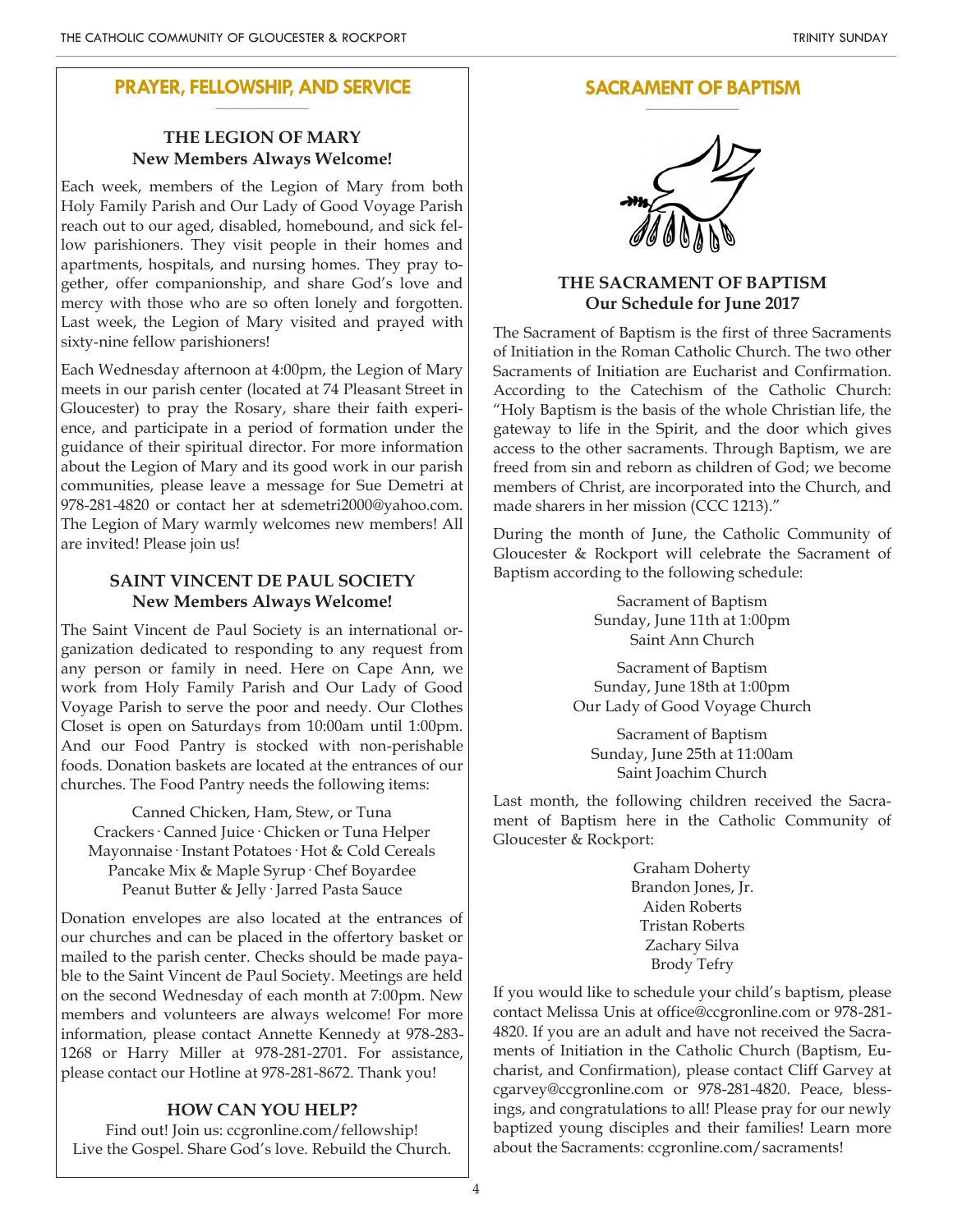## PRAYER, FELLOWSHIP, AND SERVICE

### THE LEGION OF MARY
**New Members Always Welcome!**

Each week, members of the Legion of Mary from both Holy Family Parish and Our Lady of Good Voyage Parish reach out to our aged, disabled, homebound, and sick fellow parishioners. They visit people in their homes and apartments, hospitals, and nursing homes. They pray together, offer companionship, and share God's love and mercy with those who are so often lonely and forgotten. Last week, the Legion of Mary visited and prayed with sixty-nine fellow parishioners!

Each Wednesday afternoon at 4:00pm, the Legion of Mary meets in our parish center (located at 74 Pleasant Street in Gloucester) to pray the Rosary, share their faith experience, and participate in a period of formation under the guidance of their spiritual director. For more information about the Legion of Mary and its good work in our parish communities, please leave a message for Sue Demetri at 978-281-4820 or contact her at sdemetri2000@yahoo.com. The Legion of Mary warmly welcomes new members! All are invited! Please join us!

### SAINT VINCENT DE PAUL SOCIETY
**New Members Always Welcome!**

The Saint Vincent de Paul Society is an international organization dedicated to responding to any request from any person or family in need. Here on Cape Ann, we work from Holy Family Parish and Our Lady of Good Voyage Parish to serve the poor and needy. Our Clothes Closet is open on Saturdays from 10:00am until 1:00pm. And our Food Pantry is stocked with non-perishable foods. Donation baskets are located at the entrances of our churches. The Food Pantry needs the following items:

Canned Chicken, Ham, Stew, or Tuna
Crackers · Canned Juice · Chicken or Tuna Helper
Mayonnaise · Instant Potatoes · Hot & Cold Cereals
Pancake Mix & Maple Syrup · Chef Boyardee
Peanut Butter & Jelly · Jarred Pasta Sauce

Donation envelopes are also located at the entrances of our churches and can be placed in the offertory basket or mailed to the parish center. Checks should be made payable to the Saint Vincent de Paul Society. Meetings are held on the second Wednesday of each month at 7:00pm. New members and volunteers are always welcome! For more information, please contact Annette Kennedy at 978-283-1268 or Harry Miller at 978-281-2701. For assistance, please contact our Hotline at 978-281-8672. Thank you!

### HOW CAN YOU HELP?

Find out! Join us: ccgronline.com/fellowship!
Live the Gospel. Share God's love. Rebuild the Church.

## SACRAMENT OF BAPTISM

### THE SACRAMENT OF BAPTISM
**Our Schedule for June 2017**

The Sacrament of Baptism is the first of three Sacraments of Initiation in the Roman Catholic Church. The two other Sacraments of Initiation are Eucharist and Confirmation. According to the Catechism of the Catholic Church: "Holy Baptism is the basis of the whole Christian life, the gateway to life in the Spirit, and the door which gives access to the other sacraments. Through Baptism, we are freed from sin and reborn as children of God; we become members of Christ, are incorporated into the Church, and made sharers in her mission (CCC 1213)."

During the month of June, the Catholic Community of Gloucester & Rockport will celebrate the Sacrament of Baptism according to the following schedule:

Sacrament of Baptism
Sunday, June 11th at 1:00pm
Saint Ann Church

Sacrament of Baptism
Sunday, June 18th at 1:00pm
Our Lady of Good Voyage Church

Sacrament of Baptism
Sunday, June 25th at 11:00am
Saint Joachim Church

Last month, the following children received the Sacrament of Baptism here in the Catholic Community of Gloucester & Rockport:

Graham Doherty
Brandon Jones, Jr.
Aiden Roberts
Tristan Roberts
Zachary Silva
Brody Tefry

If you would like to schedule your child's baptism, please contact Melissa Unis at office@ccgronline.com or 978-281-4820. If you are an adult and have not received the Sacraments of Initiation in the Catholic Church (Baptism, Eucharist, and Confirmation), please contact Cliff Garvey at cgarvey@ccgronline.com or 978-281-4820. Peace, blessings, and congratulations to all! Please pray for our newly baptized young disciples and their families! Learn more about the Sacraments: ccgronline.com/sacraments!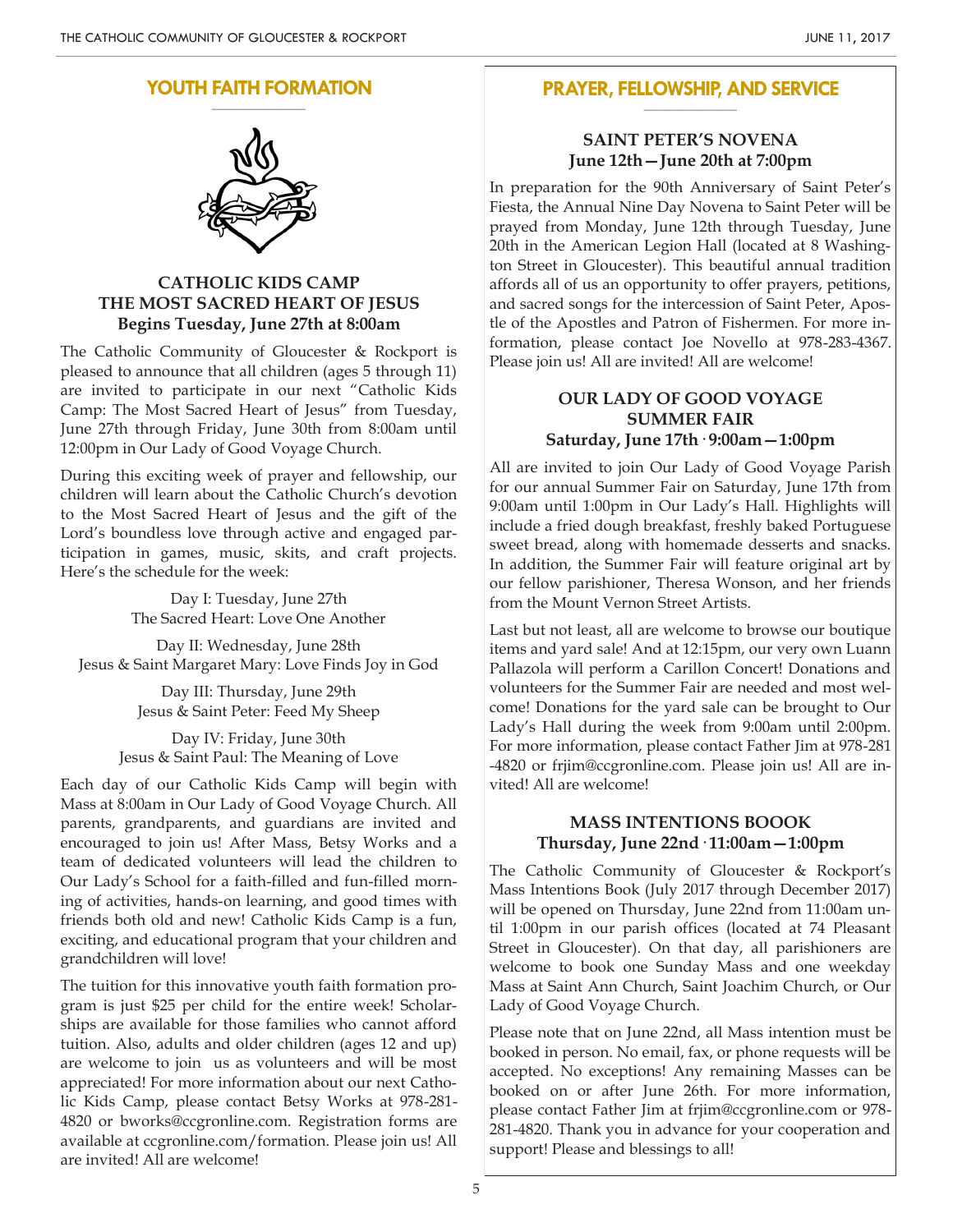## YOUTH FAITH FORMATION

### CATHOLIC KIDS CAMP
### THE MOST SACRED HEART OF JESUS
**Begins Tuesday, June 27th at 8:00am**

The Catholic Community of Gloucester & Rockport is pleased to announce that all children (ages 5 through 11) are invited to participate in our next "Catholic Kids Camp: The Most Sacred Heart of Jesus" from Tuesday, June 27th through Friday, June 30th from 8:00am until 12:00pm in Our Lady of Good Voyage Church.

During this exciting week of prayer and fellowship, our children will learn about the Catholic Church's devotion to the Most Sacred Heart of Jesus and the gift of the Lord's boundless love through active and engaged participation in games, music, skits, and craft projects. Here's the schedule for the week:

Day I: Tuesday, June 27th
The Sacred Heart: Love One Another

Day II: Wednesday, June 28th
Jesus & Saint Margaret Mary: Love Finds Joy in God

Day III: Thursday, June 29th
Jesus & Saint Peter: Feed My Sheep

Day IV: Friday, June 30th
Jesus & Saint Paul: The Meaning of Love

Each day of our Catholic Kids Camp will begin with Mass at 8:00am in Our Lady of Good Voyage Church. All parents, grandparents, and guardians are invited and encouraged to join us! After Mass, Betsy Works and a team of dedicated volunteers will lead the children to Our Lady's School for a faith-filled and fun-filled morning of activities, hands-on learning, and good times with friends both old and new! Catholic Kids Camp is a fun, exciting, and educational program that your children and grandchildren will love!

The tuition for this innovative youth faith formation program is just $25 per child for the entire week! Scholarships are available for those families who cannot afford tuition. Also, adults and older children (ages 12 and up) are welcome to join us as volunteers and will be most appreciated! For more information about our next Catholic Kids Camp, please contact Betsy Works at 978-281-4820 or bworks@ccgronline.com. Registration forms are available at ccgronline.com/formation. Please join us! All are invited! All are welcome!

## PRAYER, FELLOWSHIP, AND SERVICE

### SAINT PETER'S NOVENA
**June 12th—June 20th at 7:00pm**

In preparation for the 90th Anniversary of Saint Peter's Fiesta, the Annual Nine Day Novena to Saint Peter will be prayed from Monday, June 12th through Tuesday, June 20th in the American Legion Hall (located at 8 Washington Street in Gloucester). This beautiful annual tradition affords all of us an opportunity to offer prayers, petitions, and sacred songs for the intercession of Saint Peter, Apostle of the Apostles and Patron of Fishermen. For more information, please contact Joe Novello at 978-283-4367. Please join us! All are invited! All are welcome!

### OUR LADY OF GOOD VOYAGE SUMMER FAIR
**Saturday, June 17th · 9:00am—1:00pm**

All are invited to join Our Lady of Good Voyage Parish for our annual Summer Fair on Saturday, June 17th from 9:00am until 1:00pm in Our Lady's Hall. Highlights will include a fried dough breakfast, freshly baked Portuguese sweet bread, along with homemade desserts and snacks. In addition, the Summer Fair will feature original art by our fellow parishioner, Theresa Wonson, and her friends from the Mount Vernon Street Artists.

Last but not least, all are welcome to browse our boutique items and yard sale! And at 12:15pm, our very own Luann Pallazola will perform a Carillon Concert! Donations and volunteers for the Summer Fair are needed and most welcome! Donations for the yard sale can be brought to Our Lady's Hall during the week from 9:00am until 2:00pm. For more information, please contact Father Jim at 978-281-4820 or frjim@ccgronline.com. Please join us! All are invited! All are welcome!

### MASS INTENTIONS BOOOK
**Thursday, June 22nd · 11:00am—1:00pm**

The Catholic Community of Gloucester & Rockport's Mass Intentions Book (July 2017 through December 2017) will be opened on Thursday, June 22nd from 11:00am until 1:00pm in our parish offices (located at 74 Pleasant Street in Gloucester). On that day, all parishioners are welcome to book one Sunday Mass and one weekday Mass at Saint Ann Church, Saint Joachim Church, or Our Lady of Good Voyage Church.

Please note that on June 22nd, all Mass intention must be booked in person. No email, fax, or phone requests will be accepted. No exceptions! Any remaining Masses can be booked on or after June 26th. For more information, please contact Father Jim at frjim@ccgronline.com or 978-281-4820. Thank you in advance for your cooperation and support! Please and blessings to all!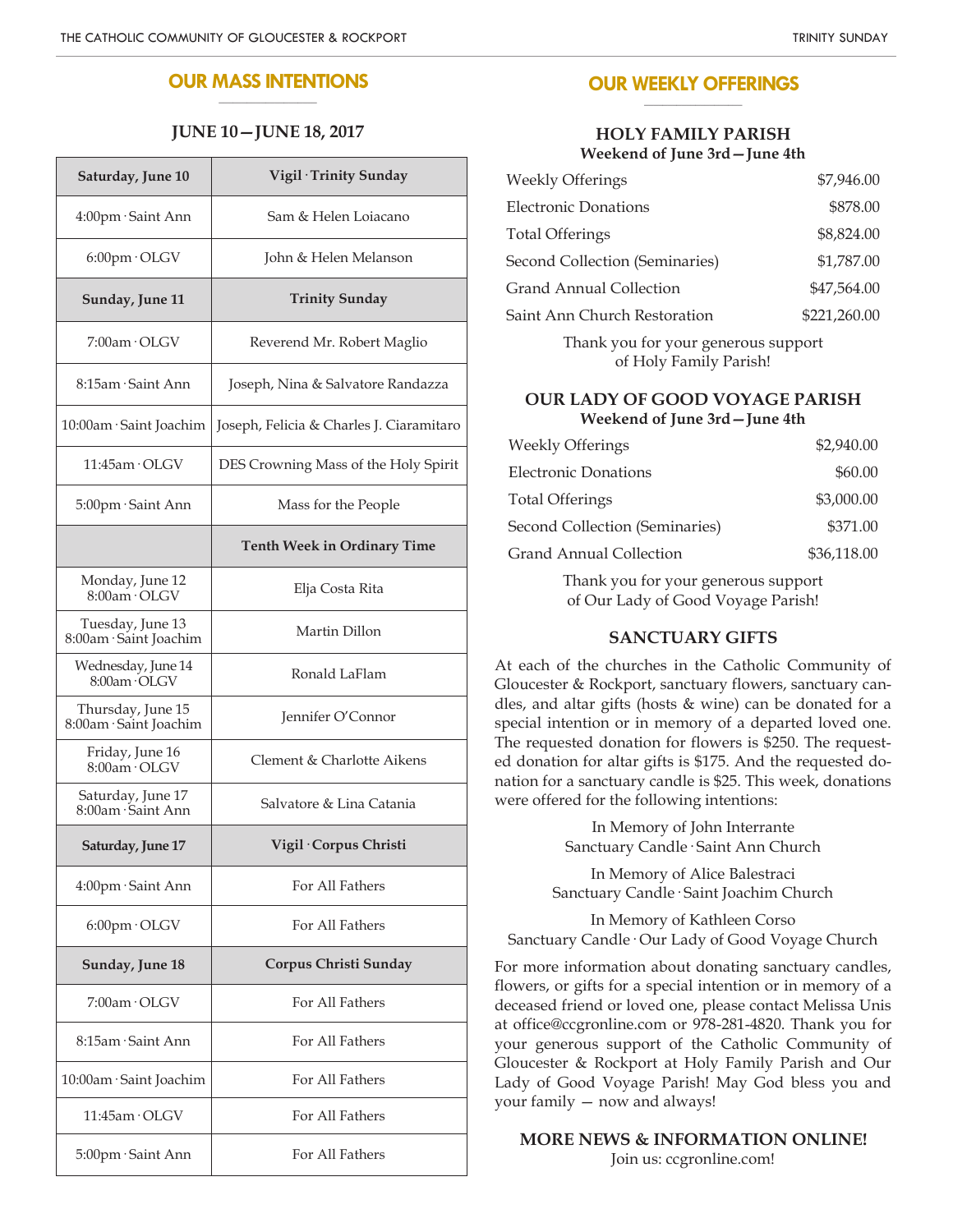## OUR MASS INTENTIONS

### JUNE 10—JUNE 18, 2017

| Saturday, June 10 | Vigil · Trinity Sunday |
|---|---|
| 4:00pm · Saint Ann | Sam & Helen Loiacano |
| 6:00pm · OLGV | John & Helen Melanson |
| **Sunday, June 11** | **Trinity Sunday** |
| 7:00am · OLGV | Reverend Mr. Robert Maglio |
| 8:15am · Saint Ann | Joseph, Nina & Salvatore Randazza |
| 10:00am · Saint Joachim | Joseph, Felicia & Charles J. Ciaramitaro |
| 11:45am · OLGV | DES Crowning Mass of the Holy Spirit |
| 5:00pm · Saint Ann | Mass for the People |
| | **Tenth Week in Ordinary Time** |
| Monday, June 12 8:00am · OLGV | Elja Costa Rita |
| Tuesday, June 13 8:00am · Saint Joachim | Martin Dillon |
| Wednesday, June 14 8:00am · OLGV | Ronald LaFlam |
| Thursday, June 15 8:00am · Saint Joachim | Jennifer O'Connor |
| Friday, June 16 8:00am · OLGV | Clement & Charlotte Aikens |
| Saturday, June 17 8:00am · Saint Ann | Salvatore & Lina Catania |
| **Saturday, June 17** | **Vigil · Corpus Christi** |
| 4:00pm · Saint Ann | For All Fathers |
| 6:00pm · OLGV | For All Fathers |
| **Sunday, June 18** | **Corpus Christi Sunday** |
| 7:00am · OLGV | For All Fathers |
| 8:15am · Saint Ann | For All Fathers |
| 10:00am · Saint Joachim | For All Fathers |
| 11:45am · OLGV | For All Fathers |
| 5:00pm · Saint Ann | For All Fathers |

## OUR WEEKLY OFFERINGS

### HOLY FAMILY PARISH
**Weekend of June 3rd—June 4th**

| | |
|---|---|
| Weekly Offerings | $7,946.00 |
| Electronic Donations | $878.00 |
| Total Offerings | $8,824.00 |
| Second Collection (Seminaries) | $1,787.00 |
| Grand Annual Collection | $47,564.00 |
| Saint Ann Church Restoration | $221,260.00 |

Thank you for your generous support of Holy Family Parish!

### OUR LADY OF GOOD VOYAGE PARISH
**Weekend of June 3rd—June 4th**

| | |
|---|---|
| Weekly Offerings | $2,940.00 |
| Electronic Donations | $60.00 |
| Total Offerings | $3,000.00 |
| Second Collection (Seminaries) | $371.00 |
| Grand Annual Collection | $36,118.00 |

Thank you for your generous support of Our Lady of Good Voyage Parish!

### SANCTUARY GIFTS

At each of the churches in the Catholic Community of Gloucester & Rockport, sanctuary flowers, sanctuary candles, and altar gifts (hosts & wine) can be donated for a special intention or in memory of a departed loved one. The requested donation for flowers is $250. The requested donation for altar gifts is $175. And the requested donation for a sanctuary candle is $25. This week, donations were offered for the following intentions:

In Memory of John Interrante
Sanctuary Candle · Saint Ann Church

In Memory of Alice Balestraci
Sanctuary Candle · Saint Joachim Church

In Memory of Kathleen Corso
Sanctuary Candle · Our Lady of Good Voyage Church

For more information about donating sanctuary candles, flowers, or gifts for a special intention or in memory of a deceased friend or loved one, please contact Melissa Unis at office@ccgronline.com or 978-281-4820. Thank you for your generous support of the Catholic Community of Gloucester & Rockport at Holy Family Parish and Our Lady of Good Voyage Parish! May God bless you and your family — now and always!

### MORE NEWS & INFORMATION ONLINE!

Join us: ccgronline.com!